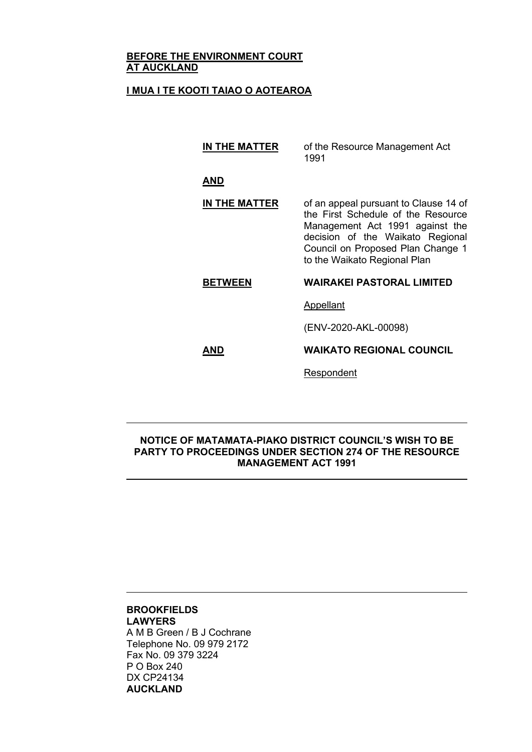**BEFORE THE ENVIRONMENT COURT**
**AT AUCKLAND**

**I MUA I TE KOOTI TAIAO O AOTEAROA**

| | |
|---|---|
| **IN THE MATTER** | of the Resource Management Act 1991 |
| **AND** | |
| **IN THE MATTER** | of an appeal pursuant to Clause 14 of the First Schedule of the Resource Management Act 1991 against the decision of the Waikato Regional Council on Proposed Plan Change 1 to the Waikato Regional Plan |
| **BETWEEN** | **WAIRAKEI PASTORAL LIMITED** |
| | Appellant |
| | (ENV-2020-AKL-00098) |
| **AND** | **WAIKATO REGIONAL COUNCIL** |
| | Respondent |

---

**NOTICE OF MATAMATA-PIAKO DISTRICT COUNCIL'S WISH TO BE PARTY TO PROCEEDINGS UNDER SECTION 274 OF THE RESOURCE MANAGEMENT ACT 1991**

---

---

**BROOKFIELDS**
**LAWYERS**
A M B Green / B J Cochrane
Telephone No. 09 979 2172
Fax No. 09 379 3224
P O Box 240
DX CP24134
**AUCKLAND**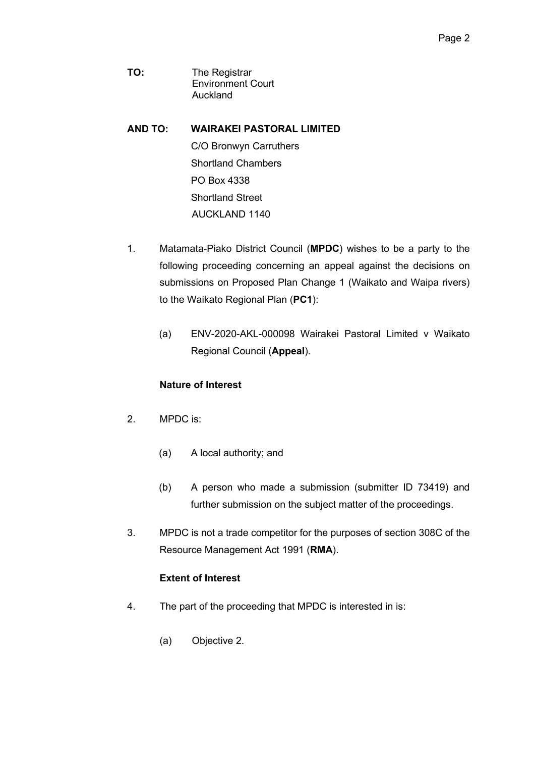**TO:** The Registrar
Environment Court
Auckland

**AND TO:** **WAIRAKEI PASTORAL LIMITED**
C/O Bronwyn Carruthers
Shortland Chambers
PO Box 4338
Shortland Street
AUCKLAND 1140

1. Matamata-Piako District Council (**MPDC**) wishes to be a party to the following proceeding concerning an appeal against the decisions on submissions on Proposed Plan Change 1 (Waikato and Waipa rivers) to the Waikato Regional Plan (**PC1**):

   (a) ENV-2020-AKL-000098 Wairakei Pastoral Limited v Waikato Regional Council (**Appeal**).

**Nature of Interest**

2. MPDC is:

   (a) A local authority; and

   (b) A person who made a submission (submitter ID 73419) and further submission on the subject matter of the proceedings.

3. MPDC is not a trade competitor for the purposes of section 308C of the Resource Management Act 1991 (**RMA**).

**Extent of Interest**

4. The part of the proceeding that MPDC is interested in is:

   (a) Objective 2.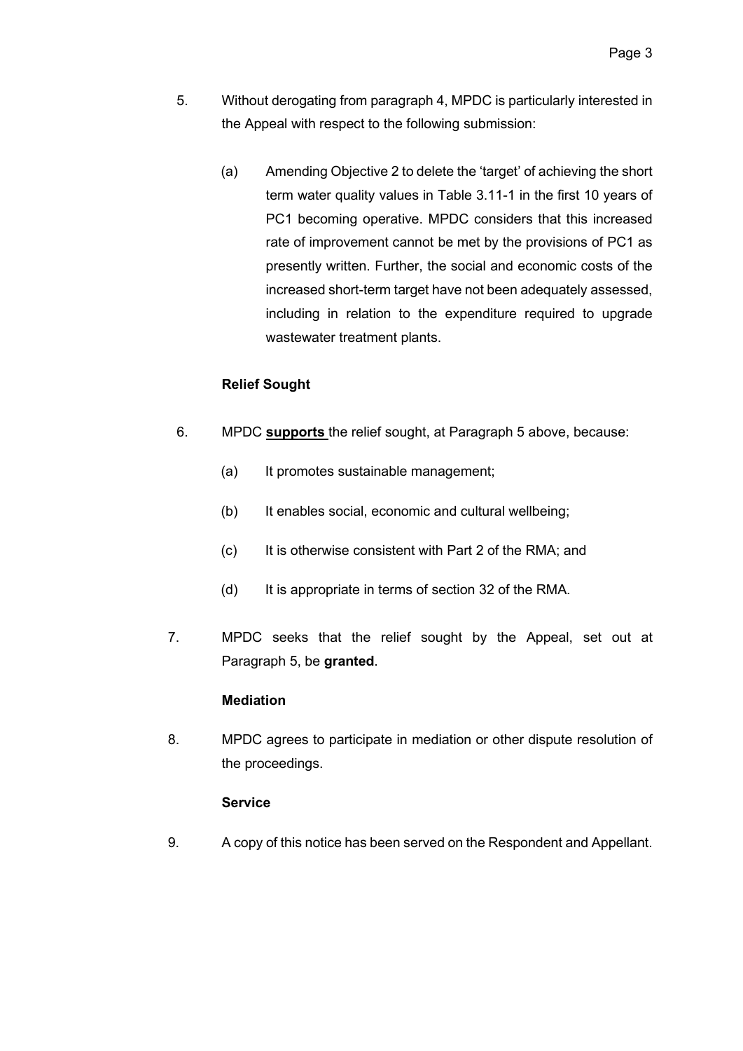5. Without derogating from paragraph 4, MPDC is particularly interested in the Appeal with respect to the following submission:

   (a) Amending Objective 2 to delete the 'target' of achieving the short term water quality values in Table 3.11-1 in the first 10 years of PC1 becoming operative. MPDC considers that this increased rate of improvement cannot be met by the provisions of PC1 as presently written. Further, the social and economic costs of the increased short-term target have not been adequately assessed, including in relation to the expenditure required to upgrade wastewater treatment plants.

**Relief Sought**

6. MPDC **supports** the relief sought, at Paragraph 5 above, because:

   (a) It promotes sustainable management;

   (b) It enables social, economic and cultural wellbeing;

   (c) It is otherwise consistent with Part 2 of the RMA; and

   (d) It is appropriate in terms of section 32 of the RMA.

7. MPDC seeks that the relief sought by the Appeal, set out at Paragraph 5, be **granted**.

**Mediation**

8. MPDC agrees to participate in mediation or other dispute resolution of the proceedings.

**Service**

9. A copy of this notice has been served on the Respondent and Appellant.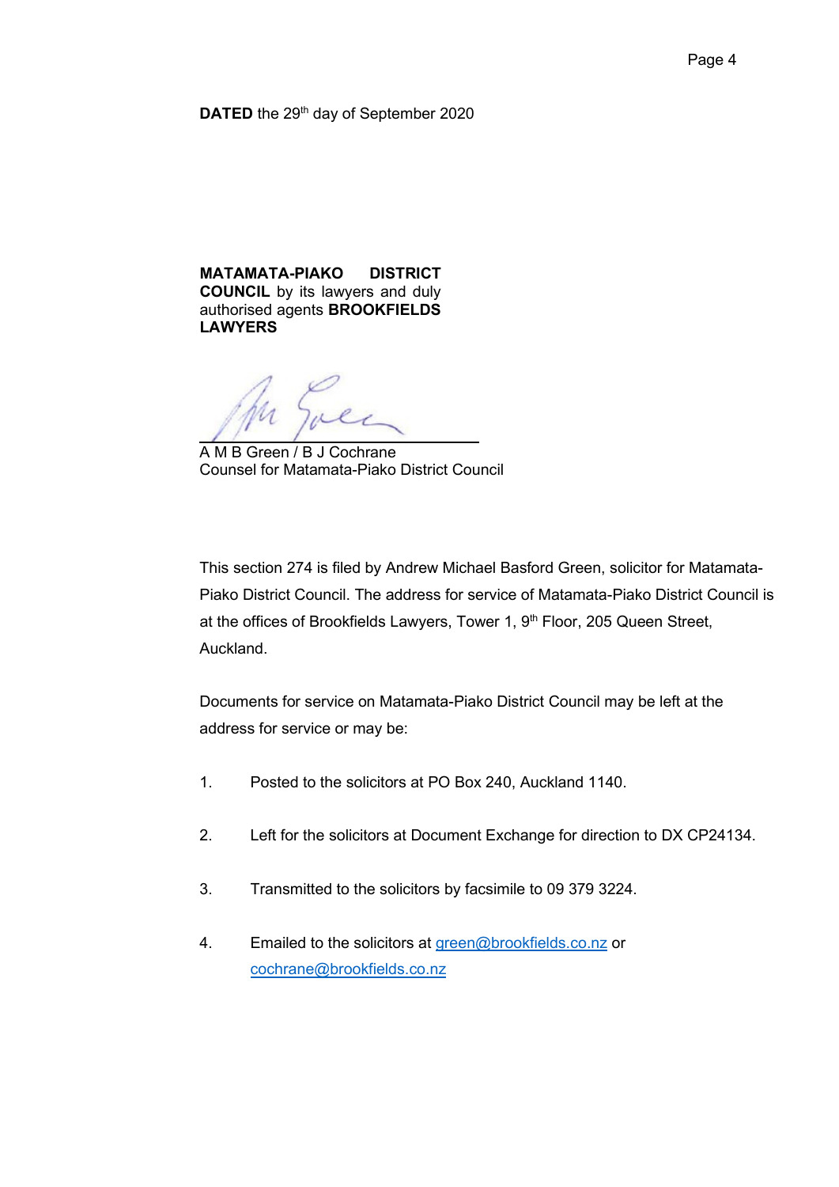**DATED** the 29th day of September 2020

**MATAMATA-PIAKO DISTRICT COUNCIL** by its lawyers and duly authorised agents **BROOKFIELDS LAWYERS**

A M B Green / B J Cochrane
Counsel for Matamata-Piako District Council

This section 274 is filed by Andrew Michael Basford Green, solicitor for Matamata-Piako District Council. The address for service of Matamata-Piako District Council is at the offices of Brookfields Lawyers, Tower 1, 9th Floor, 205 Queen Street, Auckland.

Documents for service on Matamata-Piako District Council may be left at the address for service or may be:

1. Posted to the solicitors at PO Box 240, Auckland 1140.
2. Left for the solicitors at Document Exchange for direction to DX CP24134.
3. Transmitted to the solicitors by facsimile to 09 379 3224.
4. Emailed to the solicitors at green@brookfields.co.nz or cochrane@brookfields.co.nz